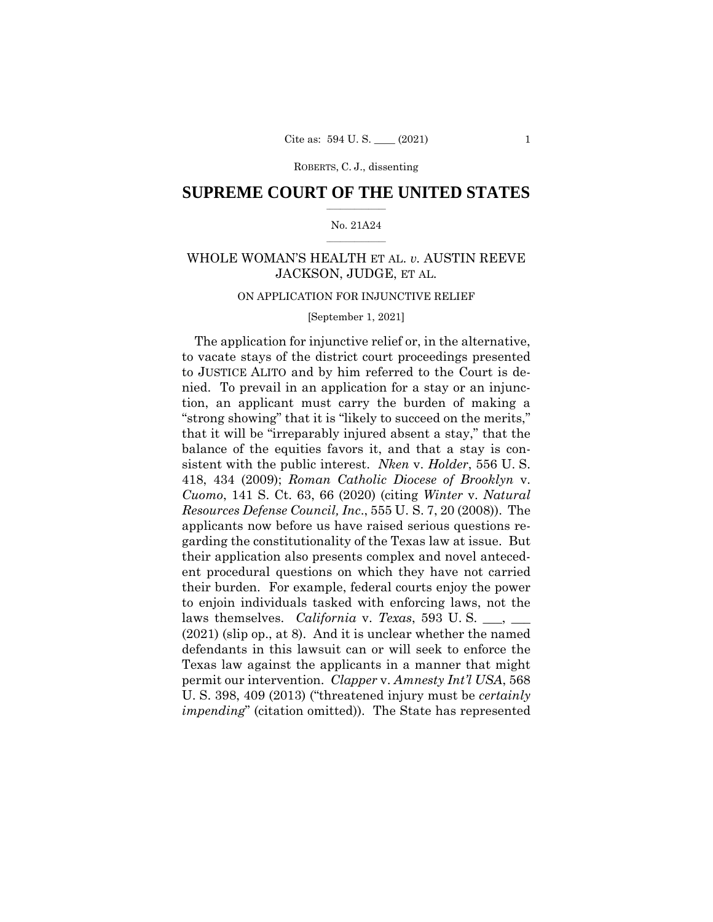# SUPREME COURT OF THE UNITED STATES

No. 21A24

WHOLE WOMAN'S HEALTH ET AL. *v.* AUSTIN REEVE JACKSON, JUDGE, ET AL.

ON APPLICATION FOR INJUNCTIVE RELIEF

[September 1, 2021]

The application for injunctive relief or, in the alternative, to vacate stays of the district court proceedings presented to JUSTICE ALITO and by him referred to the Court is denied. To prevail in an application for a stay or an injunction, an applicant must carry the burden of making a "strong showing" that it is "likely to succeed on the merits," that it will be "irreparably injured absent a stay," that the balance of the equities favors it, and that a stay is consistent with the public interest. *Nken* v. *Holder*, 556 U. S. 418, 434 (2009); *Roman Catholic Diocese of Brooklyn* v. *Cuomo*, 141 S. Ct. 63, 66 (2020) (citing *Winter* v. *Natural Resources Defense Council, Inc*., 555 U. S. 7, 20 (2008)). The applicants now before us have raised serious questions regarding the constitutionality of the Texas law at issue. But their application also presents complex and novel antecedent procedural questions on which they have not carried their burden. For example, federal courts enjoy the power to enjoin individuals tasked with enforcing laws, not the laws themselves. *California* v. *Texas*, 593 U. S. ___, ___ (2021) (slip op., at 8). And it is unclear whether the named defendants in this lawsuit can or will seek to enforce the Texas law against the applicants in a manner that might permit our intervention. *Clapper* v. *Amnesty Int'l USA*, 568 U. S. 398, 409 (2013) ("threatened injury must be *certainly impending*" (citation omitted)). The State has represented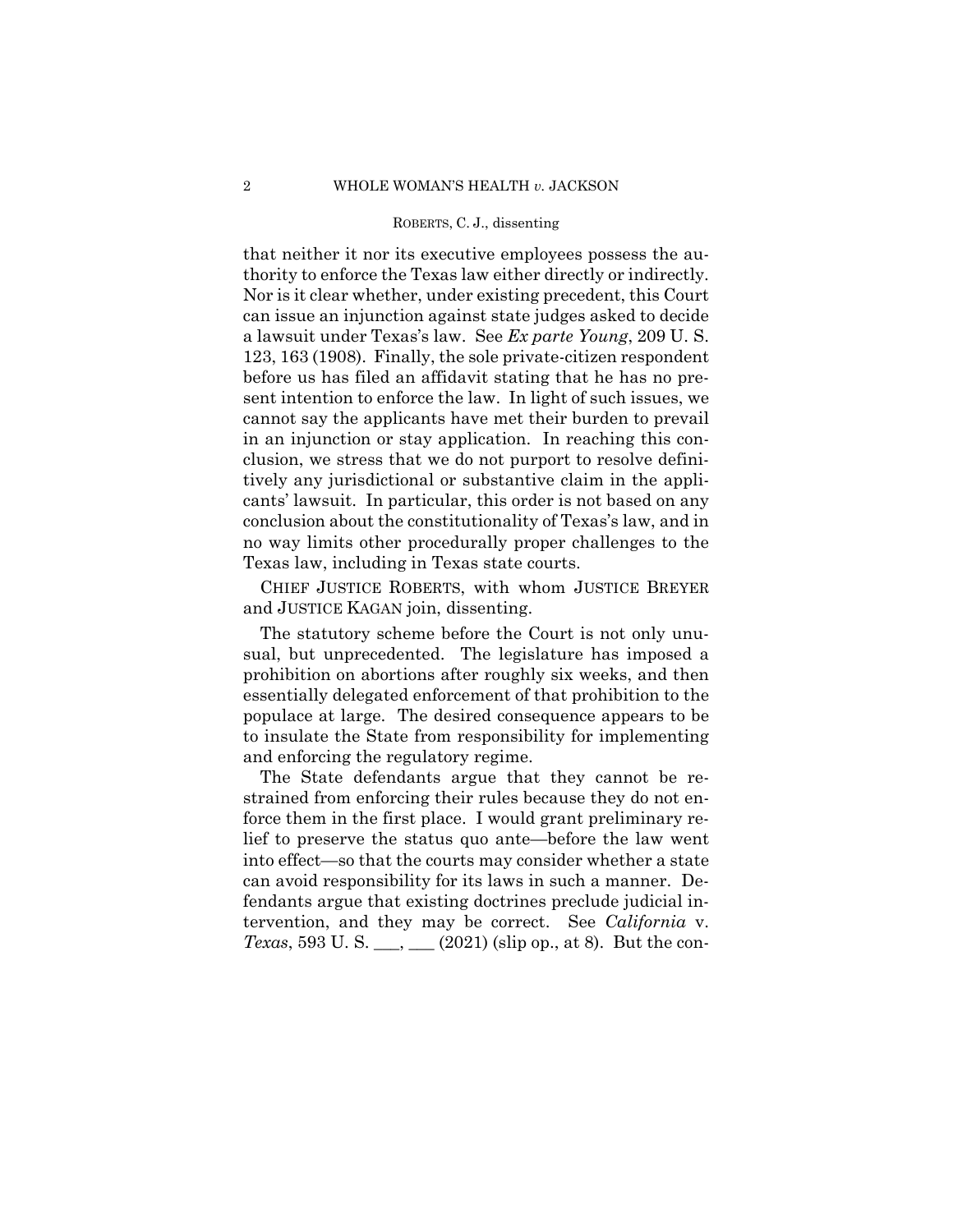that neither it nor its executive employees possess the authority to enforce the Texas law either directly or indirectly. Nor is it clear whether, under existing precedent, this Court can issue an injunction against state judges asked to decide a lawsuit under Texas's law. See *Ex parte Young*, 209 U. S. 123, 163 (1908). Finally, the sole private-citizen respondent before us has filed an affidavit stating that he has no present intention to enforce the law. In light of such issues, we cannot say the applicants have met their burden to prevail in an injunction or stay application. In reaching this conclusion, we stress that we do not purport to resolve definitively any jurisdictional or substantive claim in the applicants' lawsuit. In particular, this order is not based on any conclusion about the constitutionality of Texas's law, and in no way limits other procedurally proper challenges to the Texas law, including in Texas state courts.

CHIEF JUSTICE ROBERTS, with whom JUSTICE BREYER and JUSTICE KAGAN join, dissenting.

The statutory scheme before the Court is not only unusual, but unprecedented. The legislature has imposed a prohibition on abortions after roughly six weeks, and then essentially delegated enforcement of that prohibition to the populace at large. The desired consequence appears to be to insulate the State from responsibility for implementing and enforcing the regulatory regime.

The State defendants argue that they cannot be restrained from enforcing their rules because they do not enforce them in the first place. I would grant preliminary relief to preserve the status quo ante—before the law went into effect—so that the courts may consider whether a state can avoid responsibility for its laws in such a manner. Defendants argue that existing doctrines preclude judicial intervention, and they may be correct. See *California* v. *Texas*, 593 U. S. ___, ___ (2021) (slip op., at 8). But the con-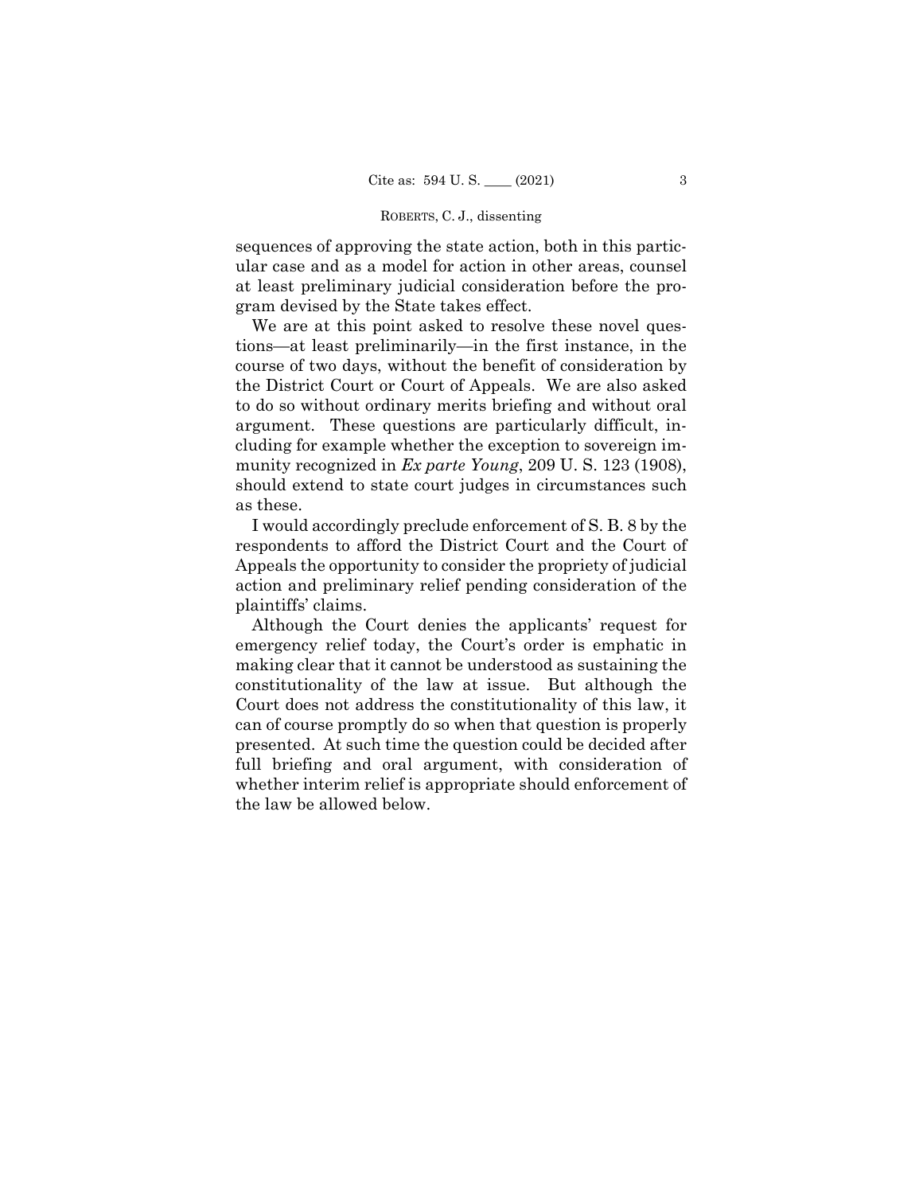sequences of approving the state action, both in this particular case and as a model for action in other areas, counsel at least preliminary judicial consideration before the program devised by the State takes effect.

We are at this point asked to resolve these novel questions—at least preliminarily—in the first instance, in the course of two days, without the benefit of consideration by the District Court or Court of Appeals. We are also asked to do so without ordinary merits briefing and without oral argument. These questions are particularly difficult, including for example whether the exception to sovereign immunity recognized in *Ex parte Young*, 209 U. S. 123 (1908), should extend to state court judges in circumstances such as these.

I would accordingly preclude enforcement of S. B. 8 by the respondents to afford the District Court and the Court of Appeals the opportunity to consider the propriety of judicial action and preliminary relief pending consideration of the plaintiffs' claims.

Although the Court denies the applicants' request for emergency relief today, the Court's order is emphatic in making clear that it cannot be understood as sustaining the constitutionality of the law at issue. But although the Court does not address the constitutionality of this law, it can of course promptly do so when that question is properly presented. At such time the question could be decided after full briefing and oral argument, with consideration of whether interim relief is appropriate should enforcement of the law be allowed below.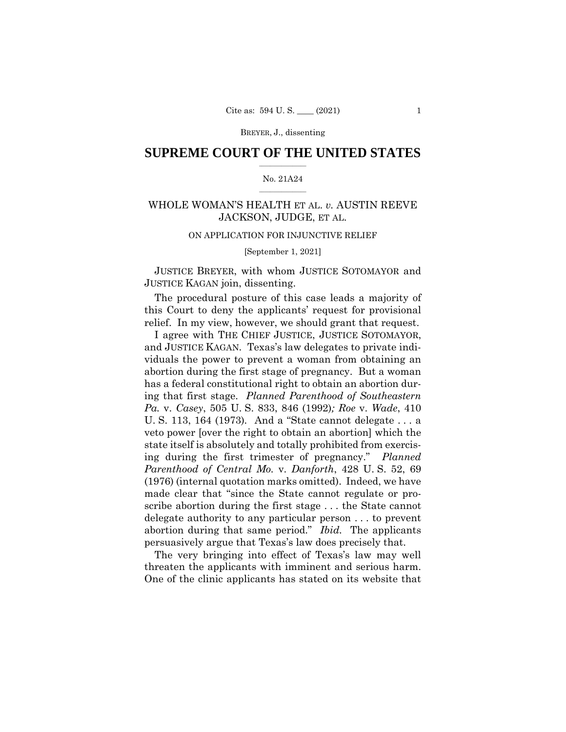# SUPREME COURT OF THE UNITED STATES

No. 21A24

WHOLE WOMAN'S HEALTH ET AL. *v.* AUSTIN REEVE JACKSON, JUDGE, ET AL.

ON APPLICATION FOR INJUNCTIVE RELIEF

[September 1, 2021]

JUSTICE BREYER, with whom JUSTICE SOTOMAYOR and JUSTICE KAGAN join, dissenting.

The procedural posture of this case leads a majority of this Court to deny the applicants' request for provisional relief. In my view, however, we should grant that request.

I agree with THE CHIEF JUSTICE, JUSTICE SOTOMAYOR, and JUSTICE KAGAN. Texas's law delegates to private individuals the power to prevent a woman from obtaining an abortion during the first stage of pregnancy. But a woman has a federal constitutional right to obtain an abortion during that first stage. *Planned Parenthood of Southeastern Pa.* v. *Casey*, 505 U. S. 833, 846 (1992)*; Roe* v. *Wade*, 410 U. S. 113, 164 (1973). And a "State cannot delegate . . . a veto power [over the right to obtain an abortion] which the state itself is absolutely and totally prohibited from exercising during the first trimester of pregnancy." *Planned Parenthood of Central Mo.* v. *Danforth*, 428 U. S. 52, 69 (1976) (internal quotation marks omitted). Indeed, we have made clear that "since the State cannot regulate or proscribe abortion during the first stage . . . the State cannot delegate authority to any particular person . . . to prevent abortion during that same period." *Ibid.* The applicants persuasively argue that Texas's law does precisely that.

The very bringing into effect of Texas's law may well threaten the applicants with imminent and serious harm. One of the clinic applicants has stated on its website that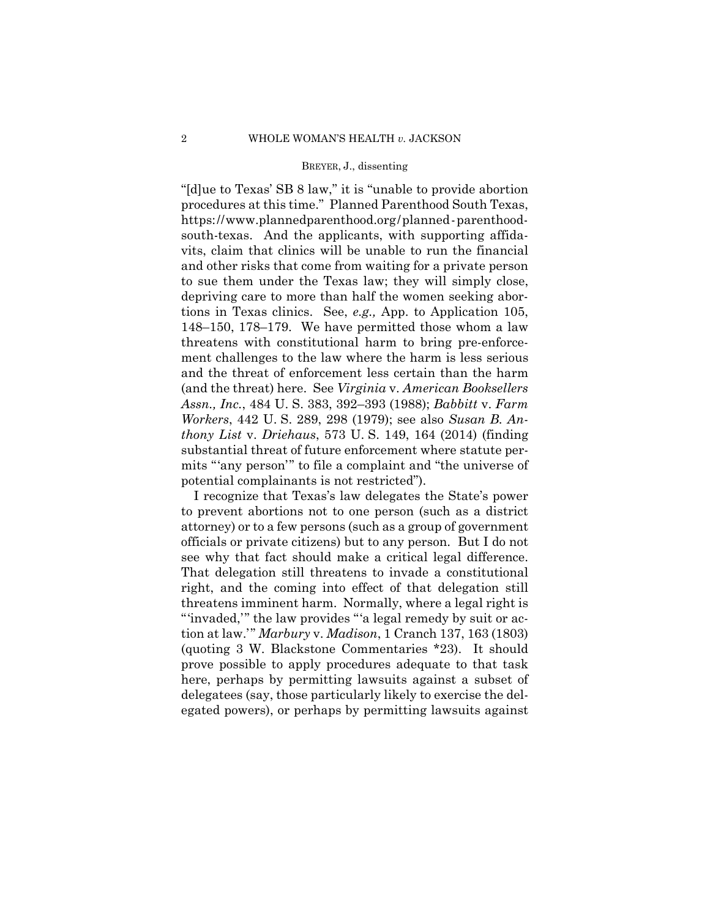"[d]ue to Texas' SB 8 law," it is "unable to provide abortion procedures at this time." Planned Parenthood South Texas, https://www.plannedparenthood.org/planned-parenthood-south-texas. And the applicants, with supporting affidavits, claim that clinics will be unable to run the financial and other risks that come from waiting for a private person to sue them under the Texas law; they will simply close, depriving care to more than half the women seeking abortions in Texas clinics. See, *e.g.,* App. to Application 105, 148–150, 178–179. We have permitted those whom a law threatens with constitutional harm to bring pre-enforcement challenges to the law where the harm is less serious and the threat of enforcement less certain than the harm (and the threat) here. See *Virginia* v. *American Booksellers Assn., Inc.*, 484 U. S. 383, 392–393 (1988); *Babbitt* v. *Farm Workers*, 442 U. S. 289, 298 (1979); see also *Susan B. Anthony List* v. *Driehaus*, 573 U. S. 149, 164 (2014) (finding substantial threat of future enforcement where statute permits "'any person'" to file a complaint and "the universe of potential complainants is not restricted").

I recognize that Texas's law delegates the State's power to prevent abortions not to one person (such as a district attorney) or to a few persons (such as a group of government officials or private citizens) but to any person. But I do not see why that fact should make a critical legal difference. That delegation still threatens to invade a constitutional right, and the coming into effect of that delegation still threatens imminent harm. Normally, where a legal right is "'invaded,'" the law provides "'a legal remedy by suit or action at law.'" *Marbury* v. *Madison*, 1 Cranch 137, 163 (1803) (quoting 3 W. Blackstone Commentaries *23). It should prove possible to apply procedures adequate to that task here, perhaps by permitting lawsuits against a subset of delegatees (say, those particularly likely to exercise the delegated powers), or perhaps by permitting lawsuits against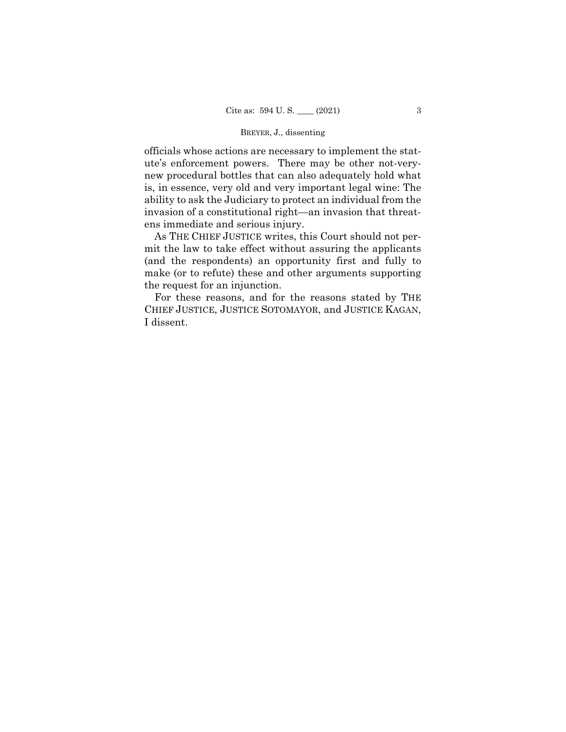officials whose actions are necessary to implement the statute's enforcement powers. There may be other not-very-new procedural bottles that can also adequately hold what is, in essence, very old and very important legal wine: The ability to ask the Judiciary to protect an individual from the invasion of a constitutional right—an invasion that threatens immediate and serious injury.

As THE CHIEF JUSTICE writes, this Court should not permit the law to take effect without assuring the applicants (and the respondents) an opportunity first and fully to make (or to refute) these and other arguments supporting the request for an injunction.

For these reasons, and for the reasons stated by THE CHIEF JUSTICE, JUSTICE SOTOMAYOR, and JUSTICE KAGAN, I dissent.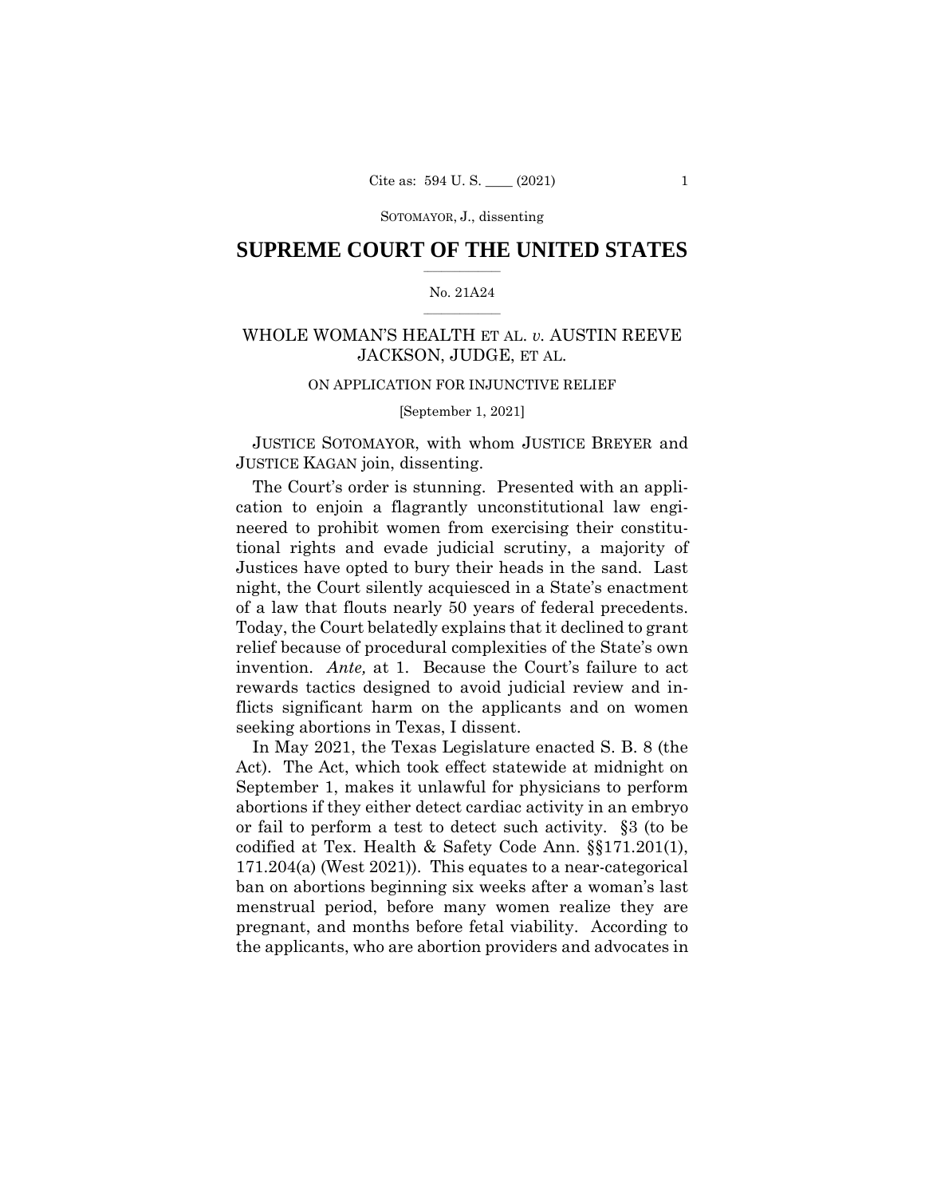SOTOMAYOR, J., dissenting

# SUPREME COURT OF THE UNITED STATES

No. 21A24

WHOLE WOMAN'S HEALTH ET AL. *v.* AUSTIN REEVE JACKSON, JUDGE, ET AL.

ON APPLICATION FOR INJUNCTIVE RELIEF

[September 1, 2021]

JUSTICE SOTOMAYOR, with whom JUSTICE BREYER and JUSTICE KAGAN join, dissenting.

The Court's order is stunning. Presented with an application to enjoin a flagrantly unconstitutional law engineered to prohibit women from exercising their constitutional rights and evade judicial scrutiny, a majority of Justices have opted to bury their heads in the sand. Last night, the Court silently acquiesced in a State's enactment of a law that flouts nearly 50 years of federal precedents. Today, the Court belatedly explains that it declined to grant relief because of procedural complexities of the State's own invention. *Ante,* at 1. Because the Court's failure to act rewards tactics designed to avoid judicial review and inflicts significant harm on the applicants and on women seeking abortions in Texas, I dissent.

In May 2021, the Texas Legislature enacted S. B. 8 (the Act). The Act, which took effect statewide at midnight on September 1, makes it unlawful for physicians to perform abortions if they either detect cardiac activity in an embryo or fail to perform a test to detect such activity. §3 (to be codified at Tex. Health & Safety Code Ann. §§171.201(1), 171.204(a) (West 2021)). This equates to a near-categorical ban on abortions beginning six weeks after a woman's last menstrual period, before many women realize they are pregnant, and months before fetal viability. According to the applicants, who are abortion providers and advocates in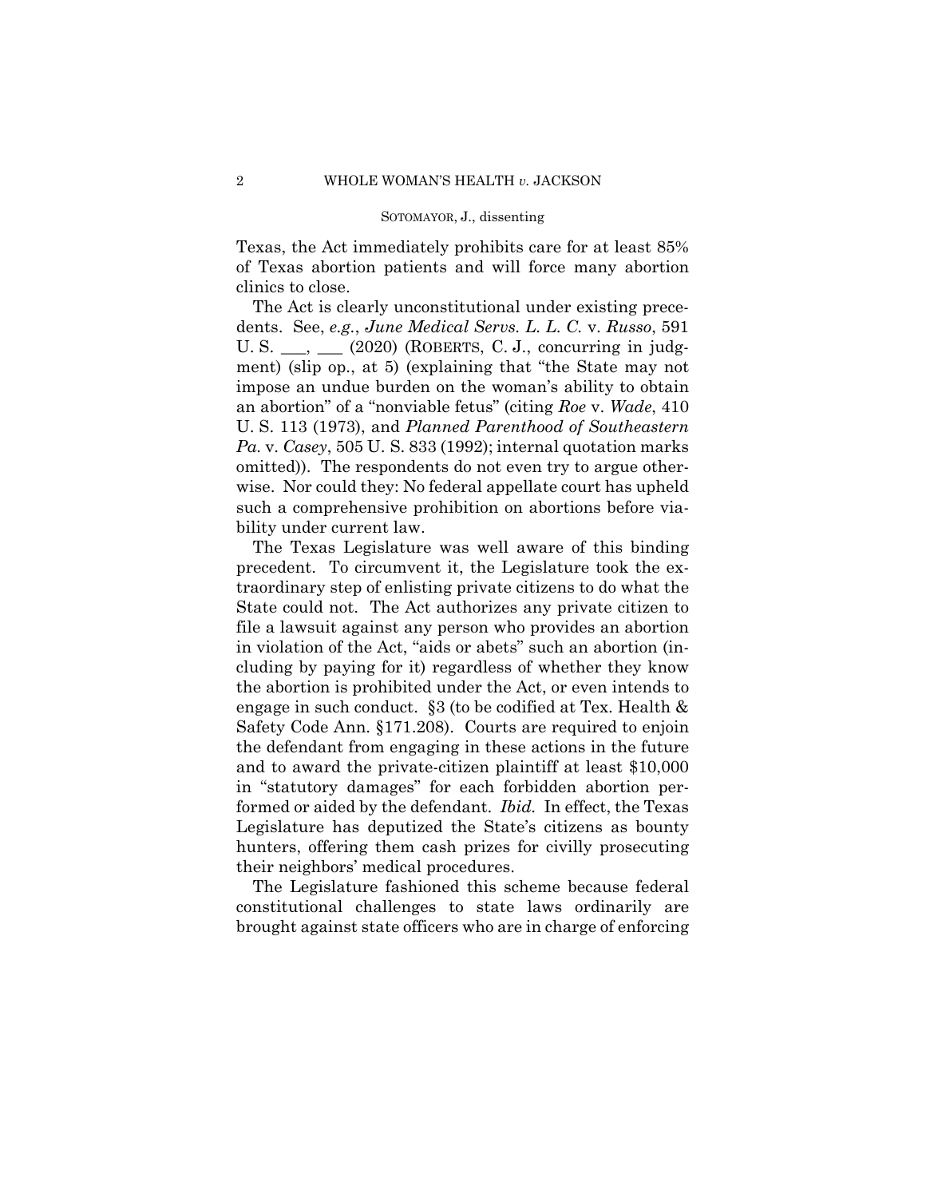Texas, the Act immediately prohibits care for at least 85% of Texas abortion patients and will force many abortion clinics to close.

The Act is clearly unconstitutional under existing precedents. See, *e.g.*, *June Medical Servs. L. L. C.* v. *Russo*, 591 U. S. ___, ___ (2020) (ROBERTS, C. J., concurring in judgment) (slip op., at 5) (explaining that "the State may not impose an undue burden on the woman's ability to obtain an abortion" of a "nonviable fetus" (citing *Roe* v. *Wade*, 410 U. S. 113 (1973), and *Planned Parenthood of Southeastern Pa.* v. *Casey*, 505 U. S. 833 (1992); internal quotation marks omitted)). The respondents do not even try to argue otherwise. Nor could they: No federal appellate court has upheld such a comprehensive prohibition on abortions before viability under current law.

The Texas Legislature was well aware of this binding precedent. To circumvent it, the Legislature took the extraordinary step of enlisting private citizens to do what the State could not. The Act authorizes any private citizen to file a lawsuit against any person who provides an abortion in violation of the Act, "aids or abets" such an abortion (including by paying for it) regardless of whether they know the abortion is prohibited under the Act, or even intends to engage in such conduct. §3 (to be codified at Tex. Health & Safety Code Ann. §171.208). Courts are required to enjoin the defendant from engaging in these actions in the future and to award the private-citizen plaintiff at least $10,000 in "statutory damages" for each forbidden abortion performed or aided by the defendant. *Ibid.* In effect, the Texas Legislature has deputized the State's citizens as bounty hunters, offering them cash prizes for civilly prosecuting their neighbors' medical procedures.

The Legislature fashioned this scheme because federal constitutional challenges to state laws ordinarily are brought against state officers who are in charge of enforcing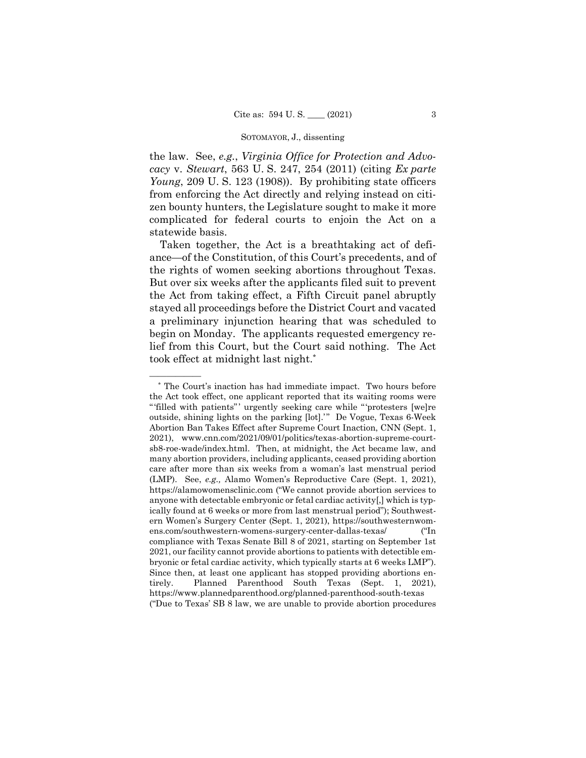the law. See, *e.g.*, *Virginia Office for Protection and Advocacy* v. *Stewart*, 563 U. S. 247, 254 (2011) (citing *Ex parte Young*, 209 U. S. 123 (1908)). By prohibiting state officers from enforcing the Act directly and relying instead on citizen bounty hunters, the Legislature sought to make it more complicated for federal courts to enjoin the Act on a statewide basis.

Taken together, the Act is a breathtaking act of defiance—of the Constitution, of this Court's precedents, and of the rights of women seeking abortions throughout Texas. But over six weeks after the applicants filed suit to prevent the Act from taking effect, a Fifth Circuit panel abruptly stayed all proceedings before the District Court and vacated a preliminary injunction hearing that was scheduled to begin on Monday. The applicants requested emergency relief from this Court, but the Court said nothing. The Act took effect at midnight last night.*

---

* The Court's inaction has had immediate impact. Two hours before the Act took effect, one applicant reported that its waiting rooms were "'filled with patients'' urgently seeking care while "'protesters [we]re outside, shining lights on the parking [lot].'" De Vogue, Texas 6-Week Abortion Ban Takes Effect after Supreme Court Inaction, CNN (Sept. 1, 2021), www.cnn.com/2021/09/01/politics/texas-abortion-supreme-court-sb8-roe-wade/index.html. Then, at midnight, the Act became law, and many abortion providers, including applicants, ceased providing abortion care after more than six weeks from a woman's last menstrual period (LMP). See, *e.g.,* Alamo Women's Reproductive Care (Sept. 1, 2021), https://alamowomensclinic.com ("We cannot provide abortion services to anyone with detectable embryonic or fetal cardiac activity[,] which is typically found at 6 weeks or more from last menstrual period"); Southwestern Women's Surgery Center (Sept. 1, 2021), https://southwesternwomens.com/southwestern-womens-surgery-center-dallas-texas/ ("In compliance with Texas Senate Bill 8 of 2021, starting on September 1st 2021, our facility cannot provide abortions to patients with detectible embryonic or fetal cardiac activity, which typically starts at 6 weeks LMP"). Since then, at least one applicant has stopped providing abortions entirely. Planned Parenthood South Texas (Sept. 1, 2021), https://www.plannedparenthood.org/planned-parenthood-south-texas ("Due to Texas' SB 8 law, we are unable to provide abortion procedures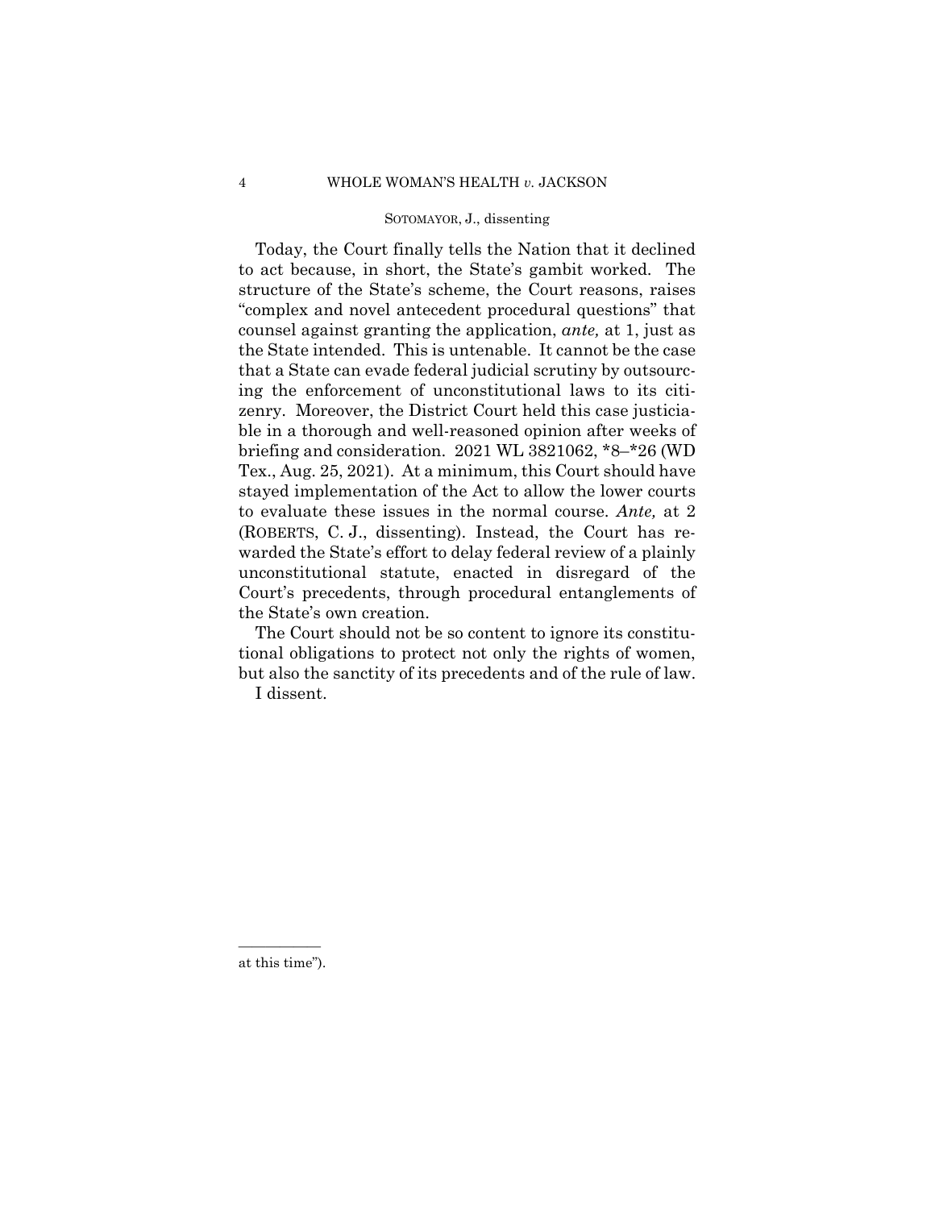Today, the Court finally tells the Nation that it declined to act because, in short, the State's gambit worked. The structure of the State's scheme, the Court reasons, raises "complex and novel antecedent procedural questions" that counsel against granting the application, *ante,* at 1, just as the State intended. This is untenable. It cannot be the case that a State can evade federal judicial scrutiny by outsourcing the enforcement of unconstitutional laws to its citizenry. Moreover, the District Court held this case justiciable in a thorough and well-reasoned opinion after weeks of briefing and consideration. 2021 WL 3821062, *8–*26 (WD Tex., Aug. 25, 2021). At a minimum, this Court should have stayed implementation of the Act to allow the lower courts to evaluate these issues in the normal course. *Ante,* at 2 (ROBERTS, C. J., dissenting). Instead, the Court has rewarded the State's effort to delay federal review of a plainly unconstitutional statute, enacted in disregard of the Court's precedents, through procedural entanglements of the State's own creation.

The Court should not be so content to ignore its constitutional obligations to protect not only the rights of women, but also the sanctity of its precedents and of the rule of law.

I dissent.

---

at this time").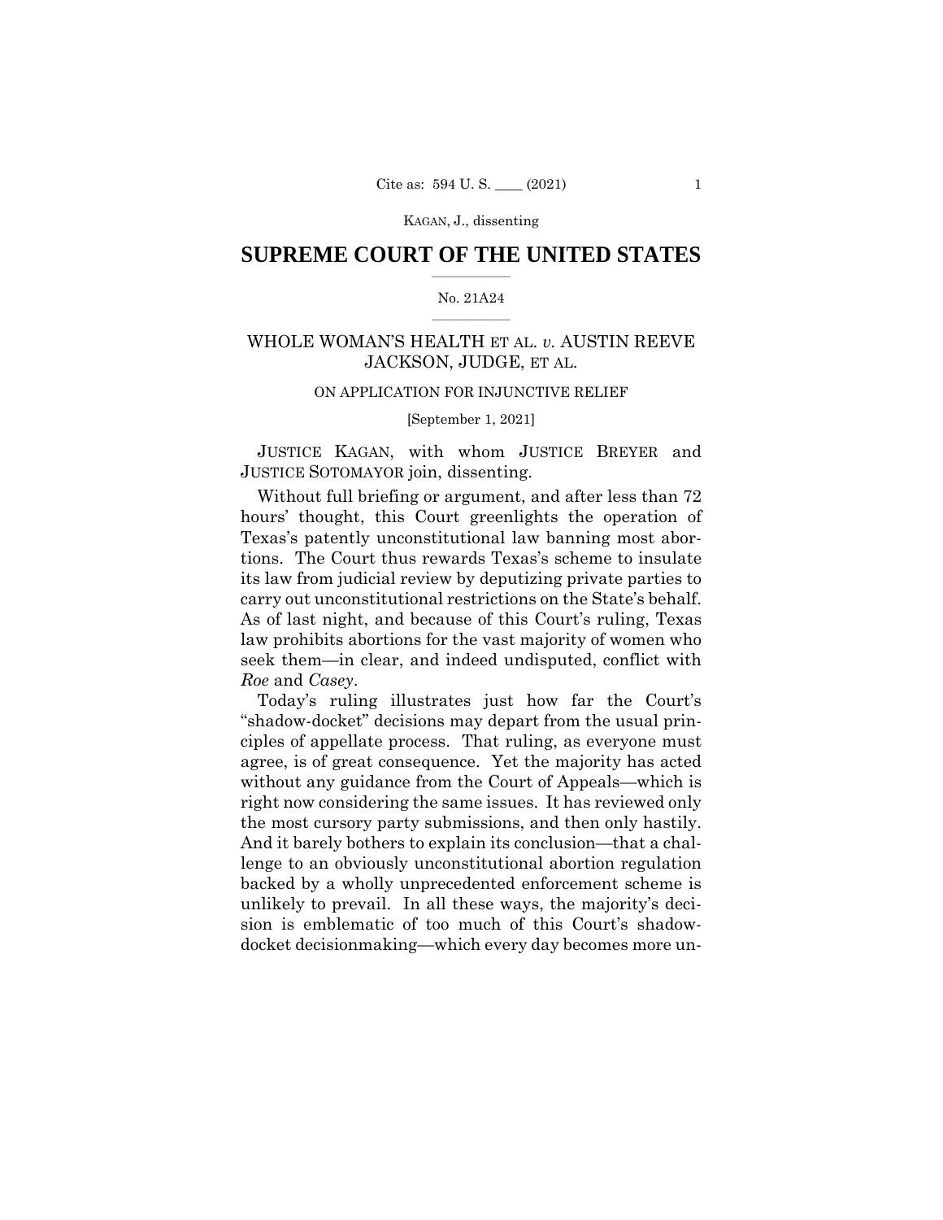# SUPREME COURT OF THE UNITED STATES

No. 21A24

WHOLE WOMAN'S HEALTH ET AL. *v.* AUSTIN REEVE JACKSON, JUDGE, ET AL.

ON APPLICATION FOR INJUNCTIVE RELIEF

[September 1, 2021]

JUSTICE KAGAN, with whom JUSTICE BREYER and JUSTICE SOTOMAYOR join, dissenting.

Without full briefing or argument, and after less than 72 hours' thought, this Court greenlights the operation of Texas's patently unconstitutional law banning most abortions. The Court thus rewards Texas's scheme to insulate its law from judicial review by deputizing private parties to carry out unconstitutional restrictions on the State's behalf. As of last night, and because of this Court's ruling, Texas law prohibits abortions for the vast majority of women who seek them—in clear, and indeed undisputed, conflict with *Roe* and *Casey*.

Today's ruling illustrates just how far the Court's "shadow-docket" decisions may depart from the usual principles of appellate process. That ruling, as everyone must agree, is of great consequence. Yet the majority has acted without any guidance from the Court of Appeals—which is right now considering the same issues. It has reviewed only the most cursory party submissions, and then only hastily. And it barely bothers to explain its conclusion—that a challenge to an obviously unconstitutional abortion regulation backed by a wholly unprecedented enforcement scheme is unlikely to prevail. In all these ways, the majority's decision is emblematic of too much of this Court's shadow-docket decisionmaking—which every day becomes more un-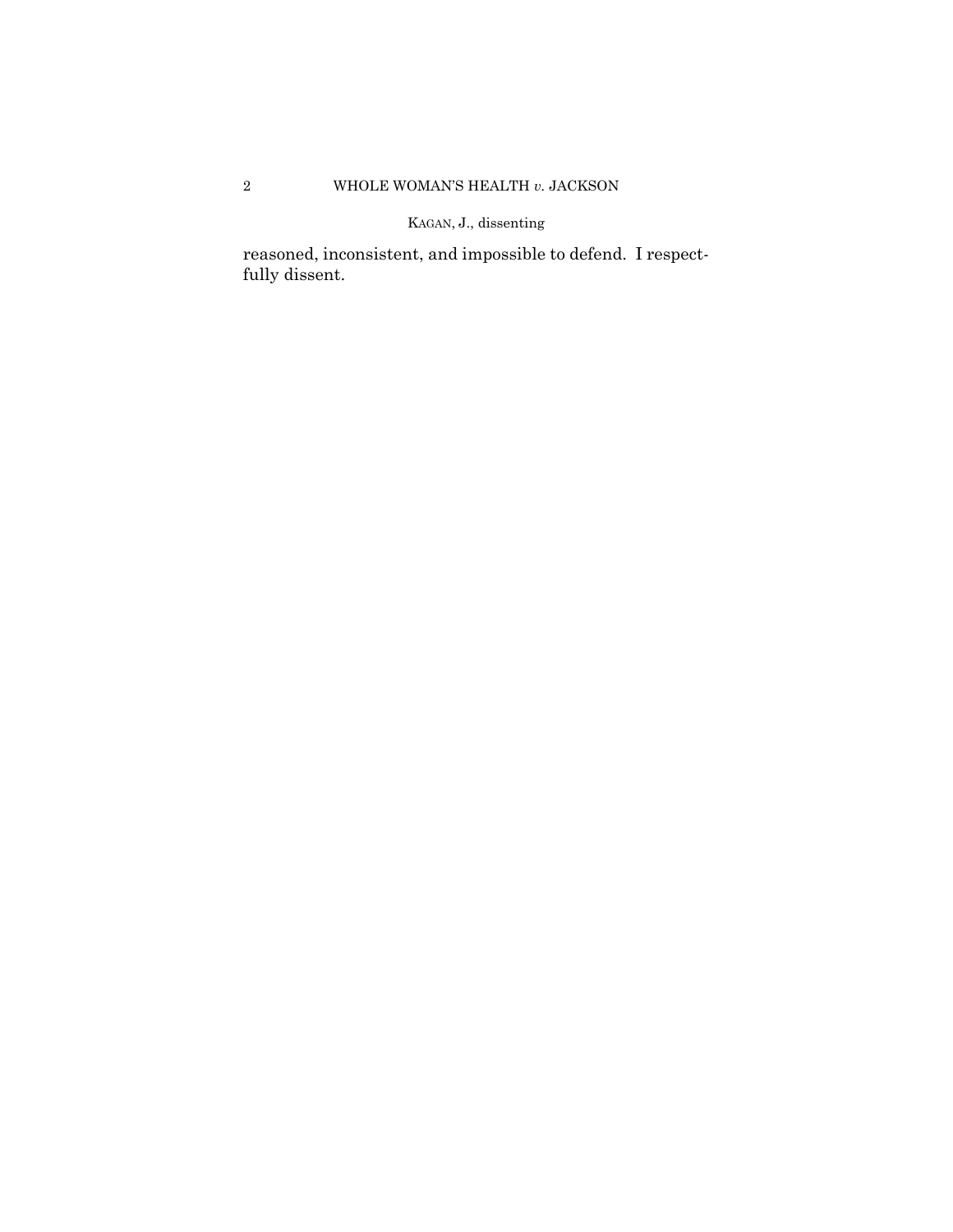reasoned, inconsistent, and impossible to defend. I respectfully dissent.